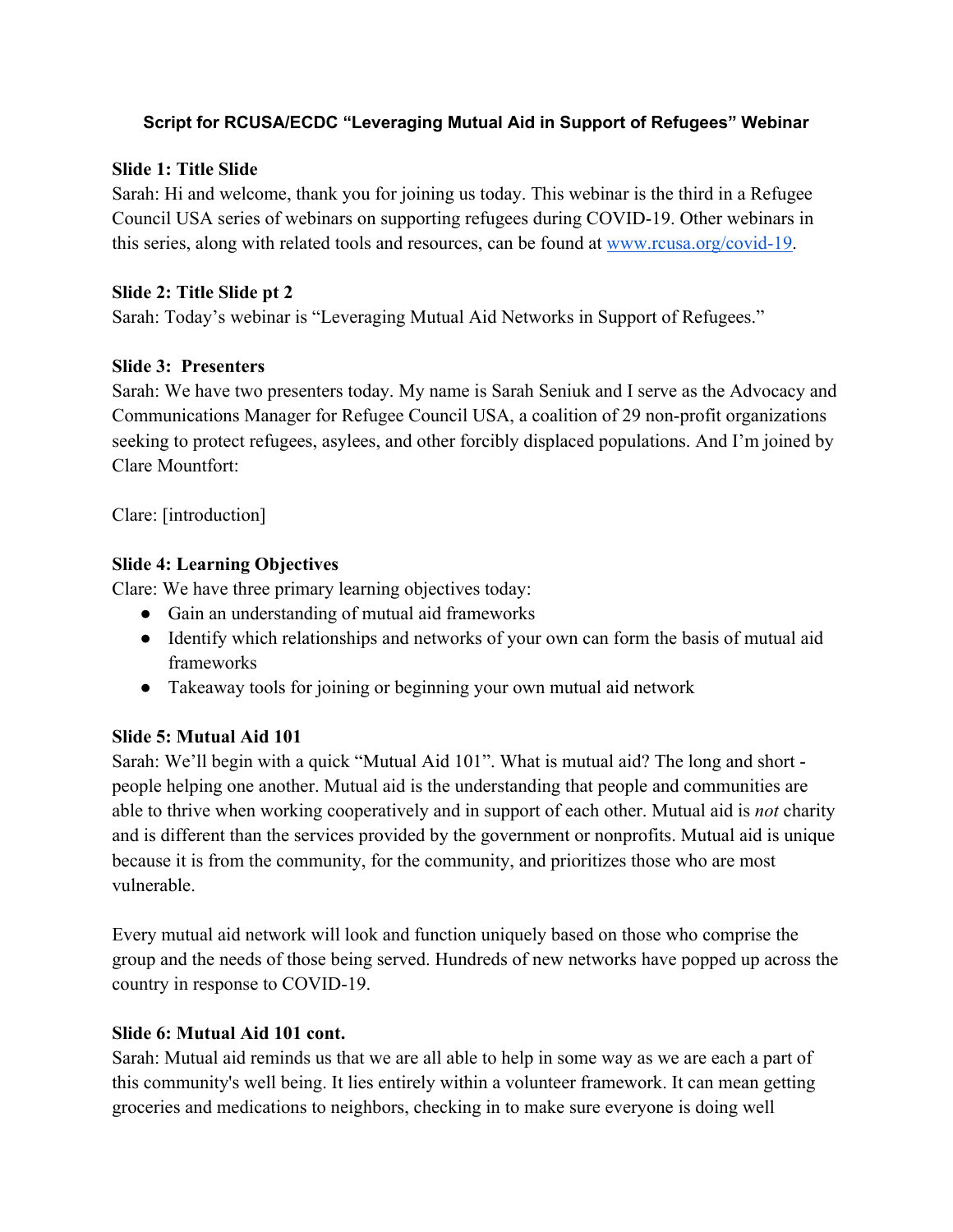# Script for RCUSA/ECDC "Leveraging Mutual Aid in Support of Refugees" Webinar

**Slide 1: Title Slide**

Sarah: Hi and welcome, thank you for joining us today. This webinar is the third in a Refugee Council USA series of webinars on supporting refugees during COVID-19. Other webinars in this series, along with related tools and resources, can be found at [www.rcusa.org/covid-19](www.rcusa.org/covid-19).

**Slide 2: Title Slide pt 2**

Sarah: Today's webinar is "Leveraging Mutual Aid Networks in Support of Refugees."

**Slide 3: Presenters**

Sarah: We have two presenters today. My name is Sarah Seniuk and I serve as the Advocacy and Communications Manager for Refugee Council USA, a coalition of 29 non-profit organizations seeking to protect refugees, asylees, and other forcibly displaced populations. And I'm joined by Clare Mountfort:

Clare: [introduction]

**Slide 4: Learning Objectives**

Clare: We have three primary learning objectives today:

- Gain an understanding of mutual aid frameworks
- Identify which relationships and networks of your own can form the basis of mutual aid frameworks
- Takeaway tools for joining or beginning your own mutual aid network

**Slide 5: Mutual Aid 101**

Sarah: We'll begin with a quick "Mutual Aid 101". What is mutual aid? The long and short - people helping one another. Mutual aid is the understanding that people and communities are able to thrive when working cooperatively and in support of each other. Mutual aid is *not* charity and is different than the services provided by the government or nonprofits. Mutual aid is unique because it is from the community, for the community, and prioritizes those who are most vulnerable.

Every mutual aid network will look and function uniquely based on those who comprise the group and the needs of those being served. Hundreds of new networks have popped up across the country in response to COVID-19.

**Slide 6: Mutual Aid 101 cont.**

Sarah: Mutual aid reminds us that we are all able to help in some way as we are each a part of this community's well being. It lies entirely within a volunteer framework. It can mean getting groceries and medications to neighbors, checking in to make sure everyone is doing well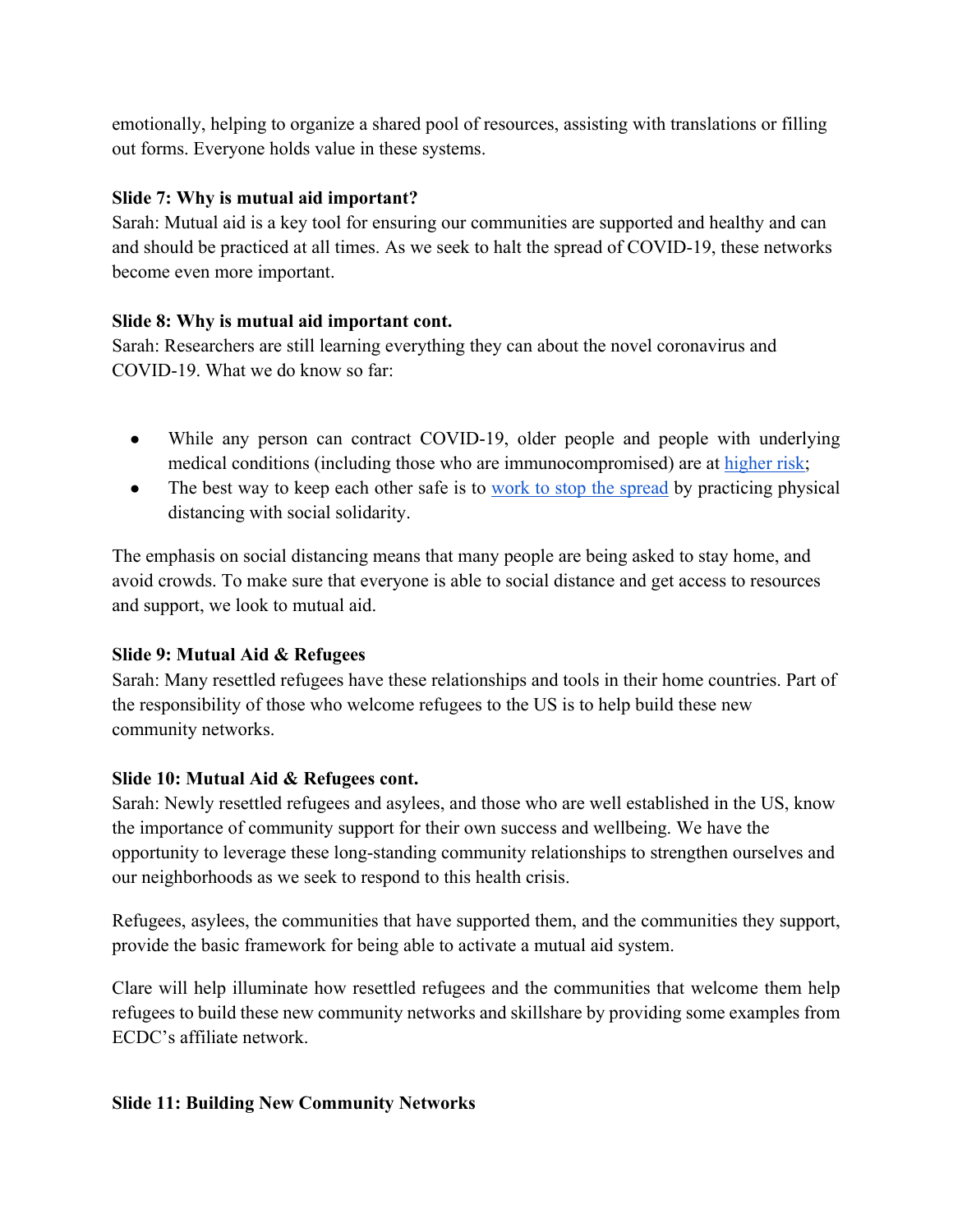emotionally, helping to organize a shared pool of resources, assisting with translations or filling out forms. Everyone holds value in these systems.

**Slide 7: Why is mutual aid important?**

Sarah: Mutual aid is a key tool for ensuring our communities are supported and healthy and can and should be practiced at all times. As we seek to halt the spread of COVID-19, these networks become even more important.

**Slide 8: Why is mutual aid important cont.**

Sarah: Researchers are still learning everything they can about the novel coronavirus and COVID-19. What we do know so far:

- While any person can contract COVID-19, older people and people with underlying medical conditions (including those who are immunocompromised) are at higher risk;
- The best way to keep each other safe is to work to stop the spread by practicing physical distancing with social solidarity.

The emphasis on social distancing means that many people are being asked to stay home, and avoid crowds. To make sure that everyone is able to social distance and get access to resources and support, we look to mutual aid.

**Slide 9: Mutual Aid & Refugees**

Sarah: Many resettled refugees have these relationships and tools in their home countries. Part of the responsibility of those who welcome refugees to the US is to help build these new community networks.

**Slide 10: Mutual Aid & Refugees cont.**

Sarah: Newly resettled refugees and asylees, and those who are well established in the US, know the importance of community support for their own success and wellbeing. We have the opportunity to leverage these long-standing community relationships to strengthen ourselves and our neighborhoods as we seek to respond to this health crisis.

Refugees, asylees, the communities that have supported them, and the communities they support, provide the basic framework for being able to activate a mutual aid system.

Clare will help illuminate how resettled refugees and the communities that welcome them help refugees to build these new community networks and skillshare by providing some examples from ECDC's affiliate network.

**Slide 11: Building New Community Networks**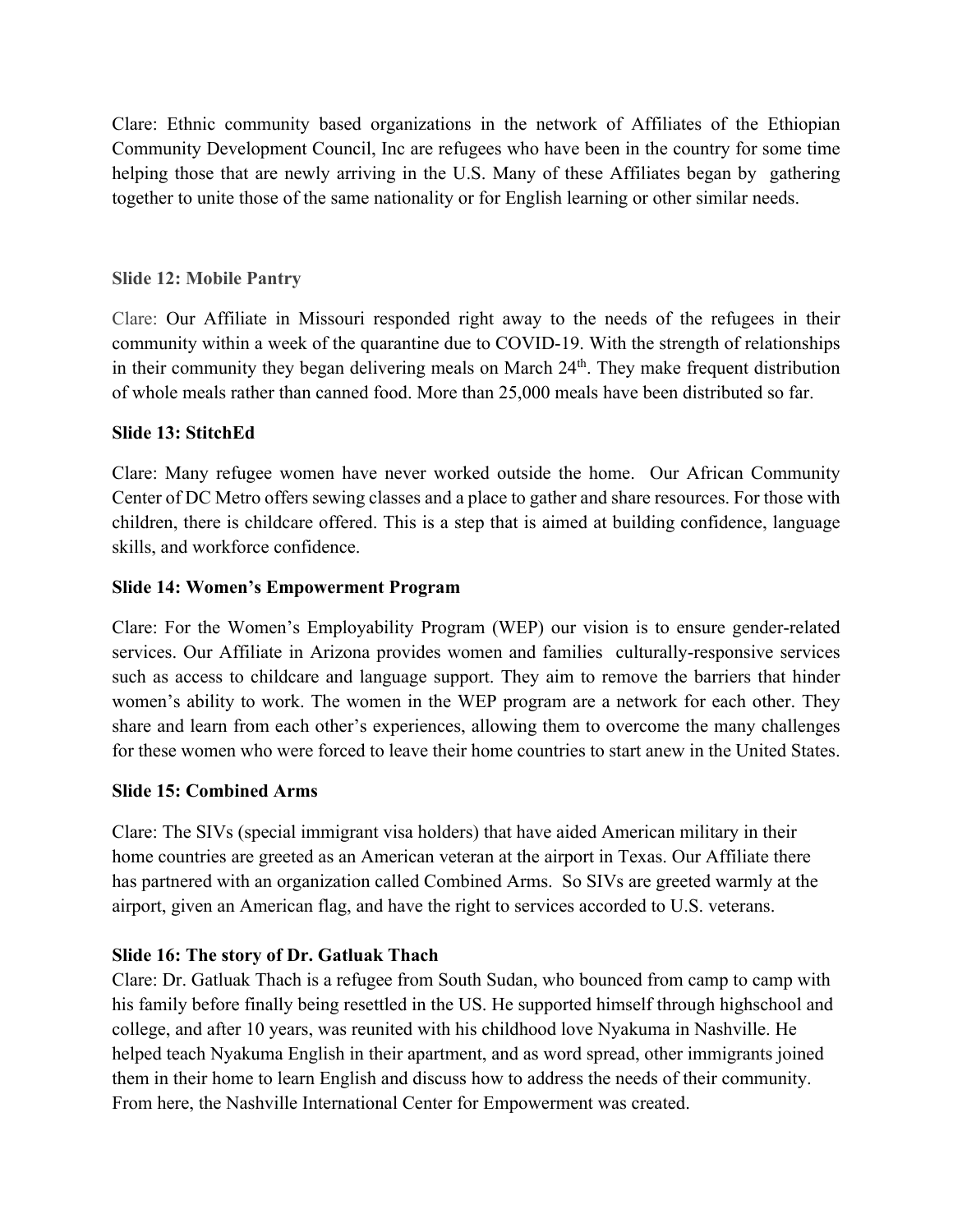Clare: Ethnic community based organizations in the network of Affiliates of the Ethiopian Community Development Council, Inc are refugees who have been in the country for some time helping those that are newly arriving in the U.S. Many of these Affiliates began by gathering together to unite those of the same nationality or for English learning or other similar needs.

**Slide 12: Mobile Pantry**

Clare: Our Affiliate in Missouri responded right away to the needs of the refugees in their community within a week of the quarantine due to COVID-19. With the strength of relationships in their community they began delivering meals on March 24th. They make frequent distribution of whole meals rather than canned food. More than 25,000 meals have been distributed so far.

**Slide 13: StitchEd**

Clare: Many refugee women have never worked outside the home. Our African Community Center of DC Metro offers sewing classes and a place to gather and share resources. For those with children, there is childcare offered. This is a step that is aimed at building confidence, language skills, and workforce confidence.

**Slide 14: Women's Empowerment Program**

Clare: For the Women's Employability Program (WEP) our vision is to ensure gender-related services. Our Affiliate in Arizona provides women and families culturally-responsive services such as access to childcare and language support. They aim to remove the barriers that hinder women's ability to work. The women in the WEP program are a network for each other. They share and learn from each other's experiences, allowing them to overcome the many challenges for these women who were forced to leave their home countries to start anew in the United States.

**Slide 15: Combined Arms**

Clare: The SIVs (special immigrant visa holders) that have aided American military in their home countries are greeted as an American veteran at the airport in Texas. Our Affiliate there has partnered with an organization called Combined Arms. So SIVs are greeted warmly at the airport, given an American flag, and have the right to services accorded to U.S. veterans.

**Slide 16: The story of Dr. Gatluak Thach**

Clare: Dr. Gatluak Thach is a refugee from South Sudan, who bounced from camp to camp with his family before finally being resettled in the US. He supported himself through highschool and college, and after 10 years, was reunited with his childhood love Nyakuma in Nashville. He helped teach Nyakuma English in their apartment, and as word spread, other immigrants joined them in their home to learn English and discuss how to address the needs of their community. From here, the Nashville International Center for Empowerment was created.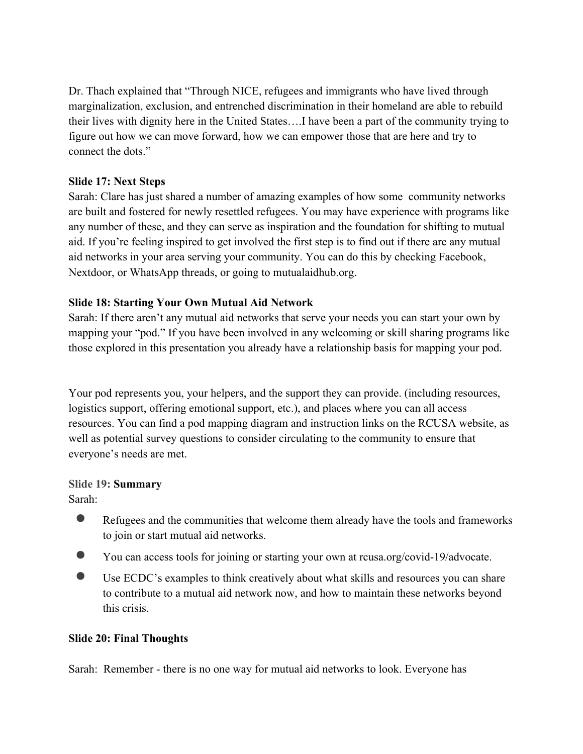Dr. Thach explained that “Through NICE, refugees and immigrants who have lived through marginalization, exclusion, and entrenched discrimination in their homeland are able to rebuild their lives with dignity here in the United States….I have been a part of the community trying to figure out how we can move forward, how we can empower those that are here and try to connect the dots.”

**Slide 17: Next Steps**

Sarah: Clare has just shared a number of amazing examples of how some community networks are built and fostered for newly resettled refugees. You may have experience with programs like any number of these, and they can serve as inspiration and the foundation for shifting to mutual aid. If you’re feeling inspired to get involved the first step is to find out if there are any mutual aid networks in your area serving your community. You can do this by checking Facebook, Nextdoor, or WhatsApp threads, or going to mutualaidhub.org.

**Slide 18: Starting Your Own Mutual Aid Network**

Sarah: If there aren’t any mutual aid networks that serve your needs you can start your own by mapping your “pod.” If you have been involved in any welcoming or skill sharing programs like those explored in this presentation you already have a relationship basis for mapping your pod.

Your pod represents you, your helpers, and the support they can provide. (including resources, logistics support, offering emotional support, etc.), and places where you can all access resources. You can find a pod mapping diagram and instruction links on the RCUSA website, as well as potential survey questions to consider circulating to the community to ensure that everyone’s needs are met.

Slide 19: **Summary**

Sarah:

- Refugees and the communities that welcome them already have the tools and frameworks to join or start mutual aid networks.
- You can access tools for joining or starting your own at rcusa.org/covid-19/advocate.
- Use ECDC’s examples to think creatively about what skills and resources you can share to contribute to a mutual aid network now, and how to maintain these networks beyond this crisis.

**Slide 20: Final Thoughts**

Sarah: Remember - there is no one way for mutual aid networks to look. Everyone has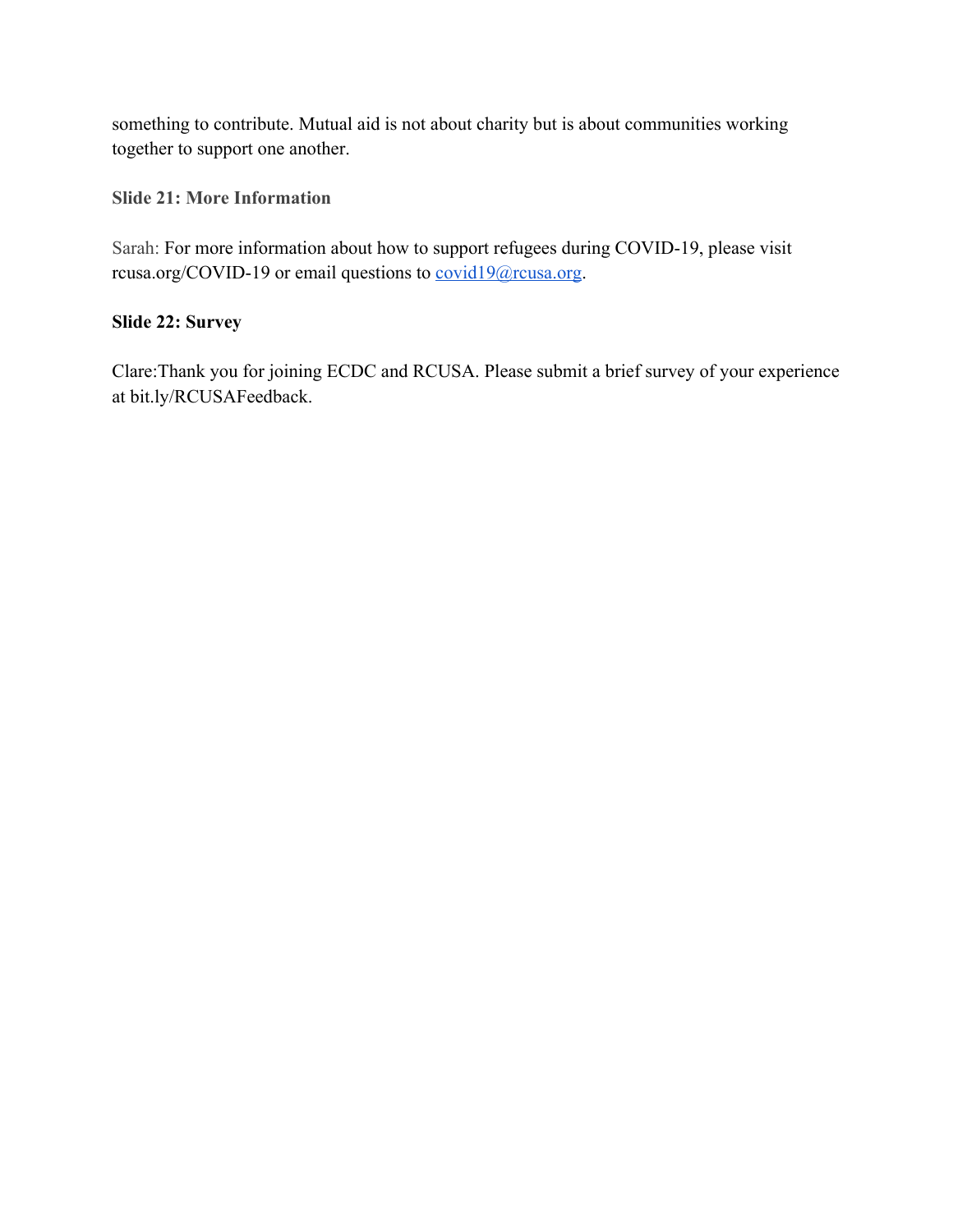something to contribute. Mutual aid is not about charity but is about communities working together to support one another.

**Slide 21: More Information**

Sarah: For more information about how to support refugees during COVID-19, please visit rcusa.org/COVID-19 or email questions to [covid19@rcusa.org](mailto:covid19@rcusa.org).

**Slide 22: Survey**

Clare:Thank you for joining ECDC and RCUSA. Please submit a brief survey of your experience at bit.ly/RCUSAFeedback.